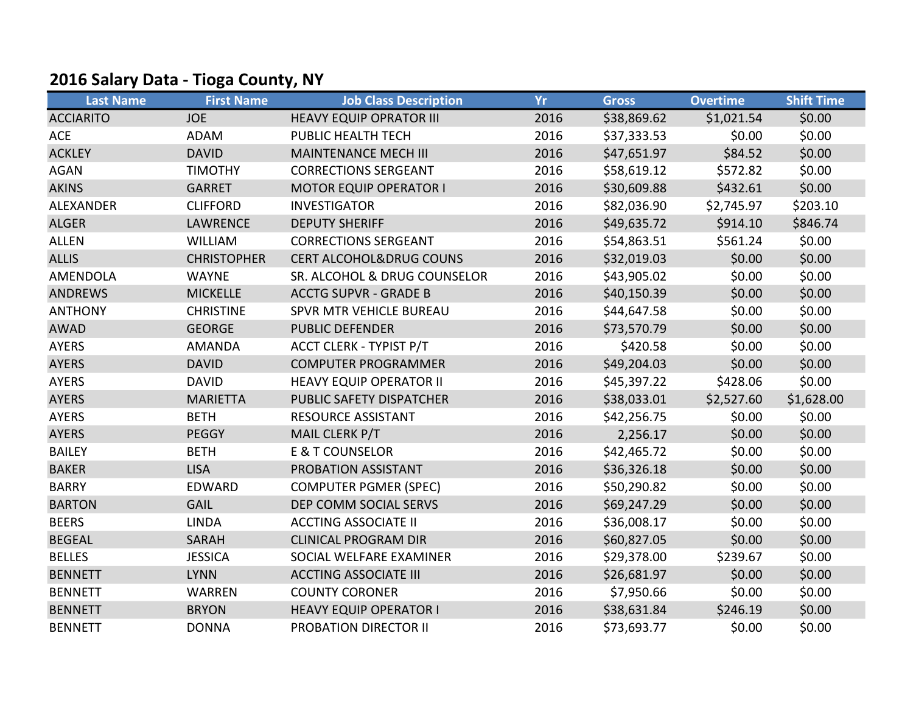## 2016 Salary Data - Tioga County, NY

| Last Name | First Name | Job Class Description | Yr | Gross | Overtime | Shift Time |
|---|---|---|---|---|---|---|
| ACCIARITO | JOE | HEAVY EQUIP OPRATOR III | 2016 | $38,869.62 | $1,021.54 | $0.00 |
| ACE | ADAM | PUBLIC HEALTH TECH | 2016 | $37,333.53 | $0.00 | $0.00 |
| ACKLEY | DAVID | MAINTENANCE MECH III | 2016 | $47,651.97 | $84.52 | $0.00 |
| AGAN | TIMOTHY | CORRECTIONS SERGEANT | 2016 | $58,619.12 | $572.82 | $0.00 |
| AKINS | GARRET | MOTOR EQUIP OPERATOR I | 2016 | $30,609.88 | $432.61 | $0.00 |
| ALEXANDER | CLIFFORD | INVESTIGATOR | 2016 | $82,036.90 | $2,745.97 | $203.10 |
| ALGER | LAWRENCE | DEPUTY SHERIFF | 2016 | $49,635.72 | $914.10 | $846.74 |
| ALLEN | WILLIAM | CORRECTIONS SERGEANT | 2016 | $54,863.51 | $561.24 | $0.00 |
| ALLIS | CHRISTOPHER | CERT ALCOHOL&DRUG COUNS | 2016 | $32,019.03 | $0.00 | $0.00 |
| AMENDOLA | WAYNE | SR. ALCOHOL & DRUG COUNSELOR | 2016 | $43,905.02 | $0.00 | $0.00 |
| ANDREWS | MICKELLE | ACCTG SUPVR - GRADE B | 2016 | $40,150.39 | $0.00 | $0.00 |
| ANTHONY | CHRISTINE | SPVR MTR VEHICLE BUREAU | 2016 | $44,647.58 | $0.00 | $0.00 |
| AWAD | GEORGE | PUBLIC DEFENDER | 2016 | $73,570.79 | $0.00 | $0.00 |
| AYERS | AMANDA | ACCT CLERK - TYPIST P/T | 2016 | $420.58 | $0.00 | $0.00 |
| AYERS | DAVID | COMPUTER PROGRAMMER | 2016 | $49,204.03 | $0.00 | $0.00 |
| AYERS | DAVID | HEAVY EQUIP OPERATOR II | 2016 | $45,397.22 | $428.06 | $0.00 |
| AYERS | MARIETTA | PUBLIC SAFETY DISPATCHER | 2016 | $38,033.01 | $2,527.60 | $1,628.00 |
| AYERS | BETH | RESOURCE ASSISTANT | 2016 | $42,256.75 | $0.00 | $0.00 |
| AYERS | PEGGY | MAIL CLERK P/T | 2016 | 2,256.17 | $0.00 | $0.00 |
| BAILEY | BETH | E & T COUNSELOR | 2016 | $42,465.72 | $0.00 | $0.00 |
| BAKER | LISA | PROBATION ASSISTANT | 2016 | $36,326.18 | $0.00 | $0.00 |
| BARRY | EDWARD | COMPUTER PGMER (SPEC) | 2016 | $50,290.82 | $0.00 | $0.00 |
| BARTON | GAIL | DEP COMM SOCIAL SERVS | 2016 | $69,247.29 | $0.00 | $0.00 |
| BEERS | LINDA | ACCTING ASSOCIATE II | 2016 | $36,008.17 | $0.00 | $0.00 |
| BEGEAL | SARAH | CLINICAL PROGRAM DIR | 2016 | $60,827.05 | $0.00 | $0.00 |
| BELLES | JESSICA | SOCIAL WELFARE EXAMINER | 2016 | $29,378.00 | $239.67 | $0.00 |
| BENNETT | LYNN | ACCTING ASSOCIATE III | 2016 | $26,681.97 | $0.00 | $0.00 |
| BENNETT | WARREN | COUNTY CORONER | 2016 | $7,950.66 | $0.00 | $0.00 |
| BENNETT | BRYON | HEAVY EQUIP OPERATOR I | 2016 | $38,631.84 | $246.19 | $0.00 |
| BENNETT | DONNA | PROBATION DIRECTOR II | 2016 | $73,693.77 | $0.00 | $0.00 |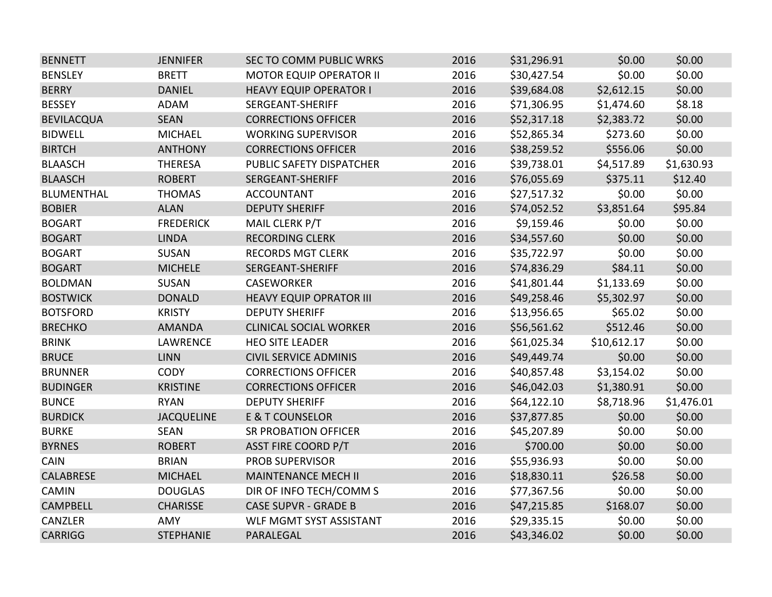| | | | | | | |
|---|---|---|---|---|---|---|
| BENNETT | JENNIFER | SEC TO COMM PUBLIC WRKS | 2016 | $31,296.91 | $0.00 | $0.00 |
| BENSLEY | BRETT | MOTOR EQUIP OPERATOR II | 2016 | $30,427.54 | $0.00 | $0.00 |
| BERRY | DANIEL | HEAVY EQUIP OPERATOR I | 2016 | $39,684.08 | $2,612.15 | $0.00 |
| BESSEY | ADAM | SERGEANT-SHERIFF | 2016 | $71,306.95 | $1,474.60 | $8.18 |
| BEVILACQUA | SEAN | CORRECTIONS OFFICER | 2016 | $52,317.18 | $2,383.72 | $0.00 |
| BIDWELL | MICHAEL | WORKING SUPERVISOR | 2016 | $52,865.34 | $273.60 | $0.00 |
| BIRTCH | ANTHONY | CORRECTIONS OFFICER | 2016 | $38,259.52 | $556.06 | $0.00 |
| BLAASCH | THERESA | PUBLIC SAFETY DISPATCHER | 2016 | $39,738.01 | $4,517.89 | $1,630.93 |
| BLAASCH | ROBERT | SERGEANT-SHERIFF | 2016 | $76,055.69 | $375.11 | $12.40 |
| BLUMENTHAL | THOMAS | ACCOUNTANT | 2016 | $27,517.32 | $0.00 | $0.00 |
| BOBIER | ALAN | DEPUTY SHERIFF | 2016 | $74,052.52 | $3,851.64 | $95.84 |
| BOGART | FREDERICK | MAIL CLERK P/T | 2016 | $9,159.46 | $0.00 | $0.00 |
| BOGART | LINDA | RECORDING CLERK | 2016 | $34,557.60 | $0.00 | $0.00 |
| BOGART | SUSAN | RECORDS MGT CLERK | 2016 | $35,722.97 | $0.00 | $0.00 |
| BOGART | MICHELE | SERGEANT-SHERIFF | 2016 | $74,836.29 | $84.11 | $0.00 |
| BOLDMAN | SUSAN | CASEWORKER | 2016 | $41,801.44 | $1,133.69 | $0.00 |
| BOSTWICK | DONALD | HEAVY EQUIP OPRATOR III | 2016 | $49,258.46 | $5,302.97 | $0.00 |
| BOTSFORD | KRISTY | DEPUTY SHERIFF | 2016 | $13,956.65 | $65.02 | $0.00 |
| BRECHKO | AMANDA | CLINICAL SOCIAL WORKER | 2016 | $56,561.62 | $512.46 | $0.00 |
| BRINK | LAWRENCE | HEO SITE LEADER | 2016 | $61,025.34 | $10,612.17 | $0.00 |
| BRUCE | LINN | CIVIL SERVICE ADMINIS | 2016 | $49,449.74 | $0.00 | $0.00 |
| BRUNNER | CODY | CORRECTIONS OFFICER | 2016 | $40,857.48 | $3,154.02 | $0.00 |
| BUDINGER | KRISTINE | CORRECTIONS OFFICER | 2016 | $46,042.03 | $1,380.91 | $0.00 |
| BUNCE | RYAN | DEPUTY SHERIFF | 2016 | $64,122.10 | $8,718.96 | $1,476.01 |
| BURDICK | JACQUELINE | E & T COUNSELOR | 2016 | $37,877.85 | $0.00 | $0.00 |
| BURKE | SEAN | SR PROBATION OFFICER | 2016 | $45,207.89 | $0.00 | $0.00 |
| BYRNES | ROBERT | ASST FIRE COORD P/T | 2016 | $700.00 | $0.00 | $0.00 |
| CAIN | BRIAN | PROB SUPERVISOR | 2016 | $55,936.93 | $0.00 | $0.00 |
| CALABRESE | MICHAEL | MAINTENANCE MECH II | 2016 | $18,830.11 | $26.58 | $0.00 |
| CAMIN | DOUGLAS | DIR OF INFO TECH/COMM S | 2016 | $77,367.56 | $0.00 | $0.00 |
| CAMPBELL | CHARISSE | CASE SUPVR - GRADE B | 2016 | $47,215.85 | $168.07 | $0.00 |
| CANZLER | AMY | WLF MGMT SYST ASSISTANT | 2016 | $29,335.15 | $0.00 | $0.00 |
| CARRIGG | STEPHANIE | PARALEGAL | 2016 | $43,346.02 | $0.00 | $0.00 |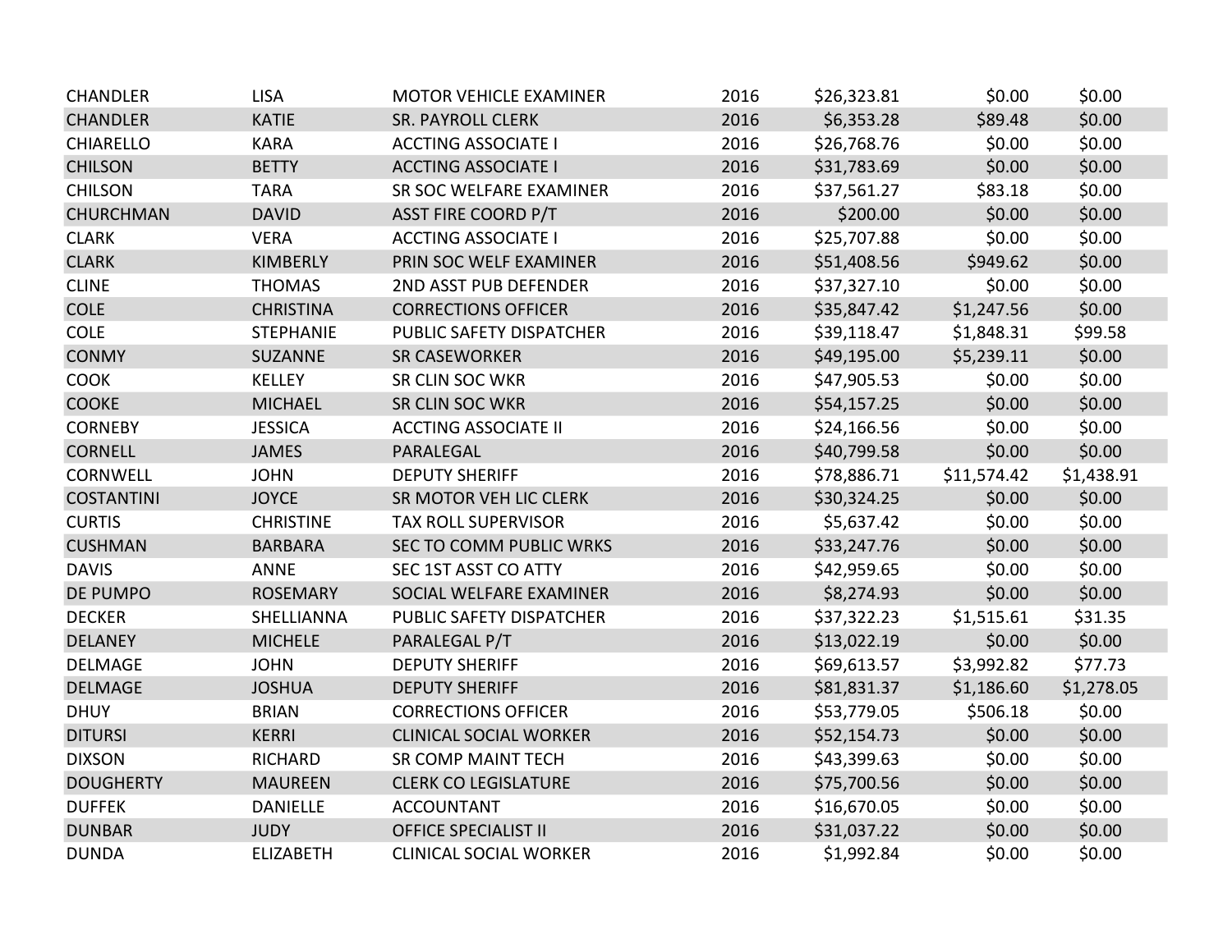| | | | | | | |
|---|---|---|---|---|---|---|
| CHANDLER | LISA | MOTOR VEHICLE EXAMINER | 2016 | $26,323.81 | $0.00 | $0.00 |
| CHANDLER | KATIE | SR. PAYROLL CLERK | 2016 | $6,353.28 | $89.48 | $0.00 |
| CHIARELLO | KARA | ACCTING ASSOCIATE I | 2016 | $26,768.76 | $0.00 | $0.00 |
| CHILSON | BETTY | ACCTING ASSOCIATE I | 2016 | $31,783.69 | $0.00 | $0.00 |
| CHILSON | TARA | SR SOC WELFARE EXAMINER | 2016 | $37,561.27 | $83.18 | $0.00 |
| CHURCHMAN | DAVID | ASST FIRE COORD P/T | 2016 | $200.00 | $0.00 | $0.00 |
| CLARK | VERA | ACCTING ASSOCIATE I | 2016 | $25,707.88 | $0.00 | $0.00 |
| CLARK | KIMBERLY | PRIN SOC WELF EXAMINER | 2016 | $51,408.56 | $949.62 | $0.00 |
| CLINE | THOMAS | 2ND ASST PUB DEFENDER | 2016 | $37,327.10 | $0.00 | $0.00 |
| COLE | CHRISTINA | CORRECTIONS OFFICER | 2016 | $35,847.42 | $1,247.56 | $0.00 |
| COLE | STEPHANIE | PUBLIC SAFETY DISPATCHER | 2016 | $39,118.47 | $1,848.31 | $99.58 |
| CONMY | SUZANNE | SR CASEWORKER | 2016 | $49,195.00 | $5,239.11 | $0.00 |
| COOK | KELLEY | SR CLIN SOC WKR | 2016 | $47,905.53 | $0.00 | $0.00 |
| COOKE | MICHAEL | SR CLIN SOC WKR | 2016 | $54,157.25 | $0.00 | $0.00 |
| CORNEBY | JESSICA | ACCTING ASSOCIATE II | 2016 | $24,166.56 | $0.00 | $0.00 |
| CORNELL | JAMES | PARALEGAL | 2016 | $40,799.58 | $0.00 | $0.00 |
| CORNWELL | JOHN | DEPUTY SHERIFF | 2016 | $78,886.71 | $11,574.42 | $1,438.91 |
| COSTANTINI | JOYCE | SR MOTOR VEH LIC CLERK | 2016 | $30,324.25 | $0.00 | $0.00 |
| CURTIS | CHRISTINE | TAX ROLL SUPERVISOR | 2016 | $5,637.42 | $0.00 | $0.00 |
| CUSHMAN | BARBARA | SEC TO COMM PUBLIC WRKS | 2016 | $33,247.76 | $0.00 | $0.00 |
| DAVIS | ANNE | SEC 1ST ASST CO ATTY | 2016 | $42,959.65 | $0.00 | $0.00 |
| DE PUMPO | ROSEMARY | SOCIAL WELFARE EXAMINER | 2016 | $8,274.93 | $0.00 | $0.00 |
| DECKER | SHELLIANNA | PUBLIC SAFETY DISPATCHER | 2016 | $37,322.23 | $1,515.61 | $31.35 |
| DELANEY | MICHELE | PARALEGAL P/T | 2016 | $13,022.19 | $0.00 | $0.00 |
| DELMAGE | JOHN | DEPUTY SHERIFF | 2016 | $69,613.57 | $3,992.82 | $77.73 |
| DELMAGE | JOSHUA | DEPUTY SHERIFF | 2016 | $81,831.37 | $1,186.60 | $1,278.05 |
| DHUY | BRIAN | CORRECTIONS OFFICER | 2016 | $53,779.05 | $506.18 | $0.00 |
| DITURSI | KERRI | CLINICAL SOCIAL WORKER | 2016 | $52,154.73 | $0.00 | $0.00 |
| DIXSON | RICHARD | SR COMP MAINT TECH | 2016 | $43,399.63 | $0.00 | $0.00 |
| DOUGHERTY | MAUREEN | CLERK CO LEGISLATURE | 2016 | $75,700.56 | $0.00 | $0.00 |
| DUFFEK | DANIELLE | ACCOUNTANT | 2016 | $16,670.05 | $0.00 | $0.00 |
| DUNBAR | JUDY | OFFICE SPECIALIST II | 2016 | $31,037.22 | $0.00 | $0.00 |
| DUNDA | ELIZABETH | CLINICAL SOCIAL WORKER | 2016 | $1,992.84 | $0.00 | $0.00 |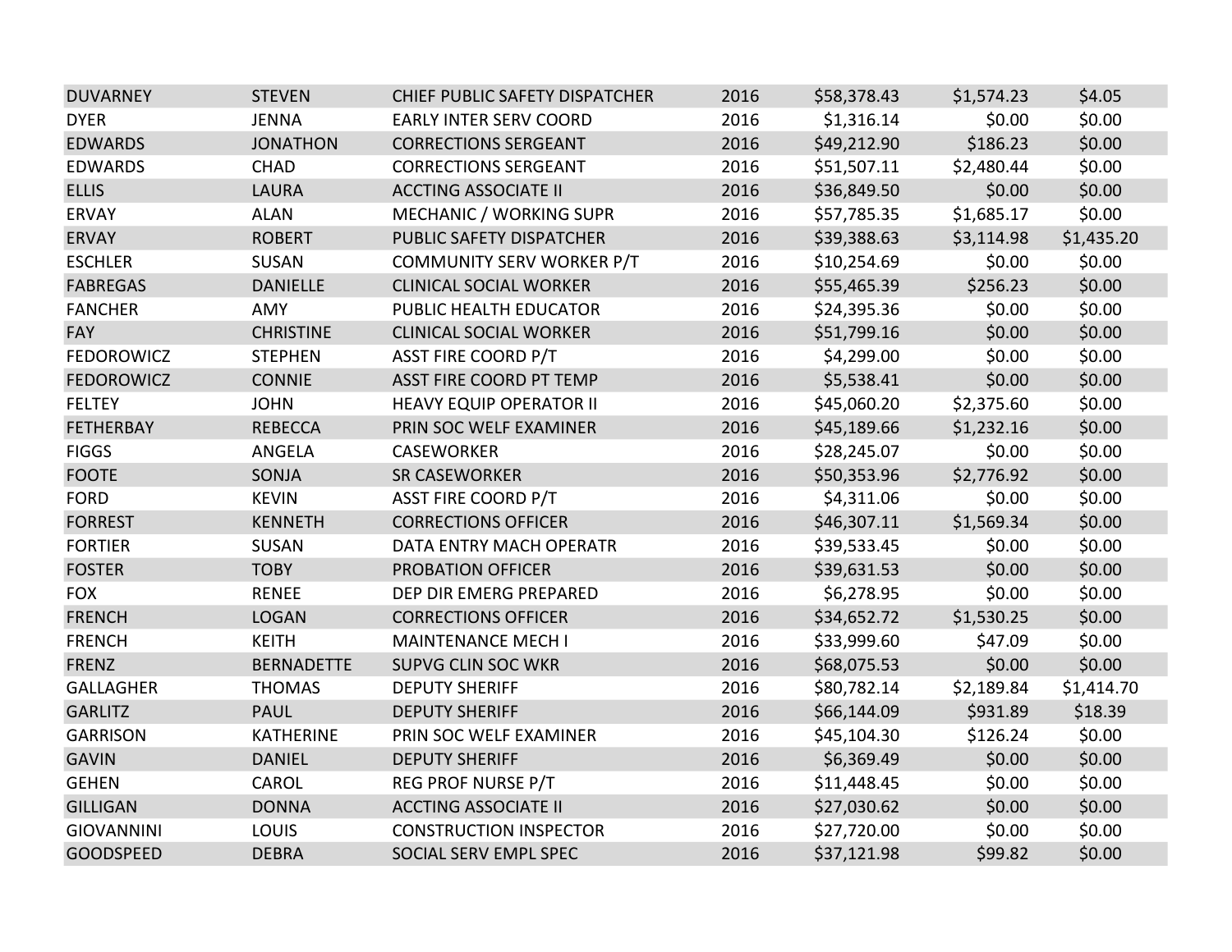| | | | | | | |
|---|---|---|---|---|---|---|
| DUVARNEY | STEVEN | CHIEF PUBLIC SAFETY DISPATCHER | 2016 | $58,378.43 | $1,574.23 | $4.05 |
| DYER | JENNA | EARLY INTER SERV COORD | 2016 | $1,316.14 | $0.00 | $0.00 |
| EDWARDS | JONATHON | CORRECTIONS SERGEANT | 2016 | $49,212.90 | $186.23 | $0.00 |
| EDWARDS | CHAD | CORRECTIONS SERGEANT | 2016 | $51,507.11 | $2,480.44 | $0.00 |
| ELLIS | LAURA | ACCTING ASSOCIATE II | 2016 | $36,849.50 | $0.00 | $0.00 |
| ERVAY | ALAN | MECHANIC / WORKING SUPR | 2016 | $57,785.35 | $1,685.17 | $0.00 |
| ERVAY | ROBERT | PUBLIC SAFETY DISPATCHER | 2016 | $39,388.63 | $3,114.98 | $1,435.20 |
| ESCHLER | SUSAN | COMMUNITY SERV WORKER P/T | 2016 | $10,254.69 | $0.00 | $0.00 |
| FABREGAS | DANIELLE | CLINICAL SOCIAL WORKER | 2016 | $55,465.39 | $256.23 | $0.00 |
| FANCHER | AMY | PUBLIC HEALTH EDUCATOR | 2016 | $24,395.36 | $0.00 | $0.00 |
| FAY | CHRISTINE | CLINICAL SOCIAL WORKER | 2016 | $51,799.16 | $0.00 | $0.00 |
| FEDOROWICZ | STEPHEN | ASST FIRE COORD P/T | 2016 | $4,299.00 | $0.00 | $0.00 |
| FEDOROWICZ | CONNIE | ASST FIRE COORD PT TEMP | 2016 | $5,538.41 | $0.00 | $0.00 |
| FELTEY | JOHN | HEAVY EQUIP OPERATOR II | 2016 | $45,060.20 | $2,375.60 | $0.00 |
| FETHERBAY | REBECCA | PRIN SOC WELF EXAMINER | 2016 | $45,189.66 | $1,232.16 | $0.00 |
| FIGGS | ANGELA | CASEWORKER | 2016 | $28,245.07 | $0.00 | $0.00 |
| FOOTE | SONJA | SR CASEWORKER | 2016 | $50,353.96 | $2,776.92 | $0.00 |
| FORD | KEVIN | ASST FIRE COORD P/T | 2016 | $4,311.06 | $0.00 | $0.00 |
| FORREST | KENNETH | CORRECTIONS OFFICER | 2016 | $46,307.11 | $1,569.34 | $0.00 |
| FORTIER | SUSAN | DATA ENTRY MACH OPERATR | 2016 | $39,533.45 | $0.00 | $0.00 |
| FOSTER | TOBY | PROBATION OFFICER | 2016 | $39,631.53 | $0.00 | $0.00 |
| FOX | RENEE | DEP DIR EMERG PREPARED | 2016 | $6,278.95 | $0.00 | $0.00 |
| FRENCH | LOGAN | CORRECTIONS OFFICER | 2016 | $34,652.72 | $1,530.25 | $0.00 |
| FRENCH | KEITH | MAINTENANCE MECH I | 2016 | $33,999.60 | $47.09 | $0.00 |
| FRENZ | BERNADETTE | SUPVG CLIN SOC WKR | 2016 | $68,075.53 | $0.00 | $0.00 |
| GALLAGHER | THOMAS | DEPUTY SHERIFF | 2016 | $80,782.14 | $2,189.84 | $1,414.70 |
| GARLITZ | PAUL | DEPUTY SHERIFF | 2016 | $66,144.09 | $931.89 | $18.39 |
| GARRISON | KATHERINE | PRIN SOC WELF EXAMINER | 2016 | $45,104.30 | $126.24 | $0.00 |
| GAVIN | DANIEL | DEPUTY SHERIFF | 2016 | $6,369.49 | $0.00 | $0.00 |
| GEHEN | CAROL | REG PROF NURSE P/T | 2016 | $11,448.45 | $0.00 | $0.00 |
| GILLIGAN | DONNA | ACCTING ASSOCIATE II | 2016 | $27,030.62 | $0.00 | $0.00 |
| GIOVANNINI | LOUIS | CONSTRUCTION INSPECTOR | 2016 | $27,720.00 | $0.00 | $0.00 |
| GOODSPEED | DEBRA | SOCIAL SERV EMPL SPEC | 2016 | $37,121.98 | $99.82 | $0.00 |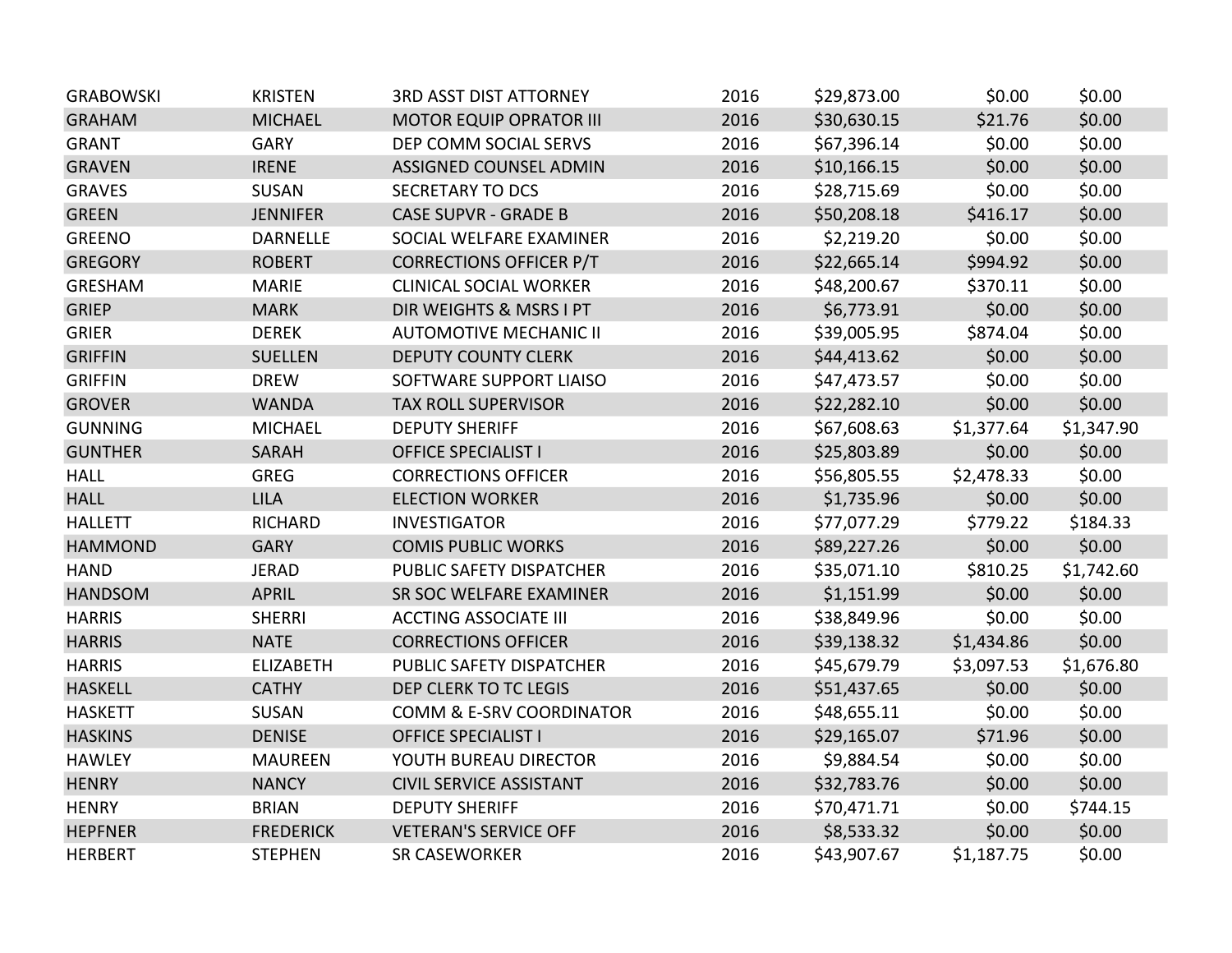| | | | | | | |
|---|---|---|---|---|---|---|
| GRABOWSKI | KRISTEN | 3RD ASST DIST ATTORNEY | 2016 | $29,873.00 | $0.00 | $0.00 |
| GRAHAM | MICHAEL | MOTOR EQUIP OPRATOR III | 2016 | $30,630.15 | $21.76 | $0.00 |
| GRANT | GARY | DEP COMM SOCIAL SERVS | 2016 | $67,396.14 | $0.00 | $0.00 |
| GRAVEN | IRENE | ASSIGNED COUNSEL ADMIN | 2016 | $10,166.15 | $0.00 | $0.00 |
| GRAVES | SUSAN | SECRETARY TO DCS | 2016 | $28,715.69 | $0.00 | $0.00 |
| GREEN | JENNIFER | CASE SUPVR - GRADE B | 2016 | $50,208.18 | $416.17 | $0.00 |
| GREENO | DARNELLE | SOCIAL WELFARE EXAMINER | 2016 | $2,219.20 | $0.00 | $0.00 |
| GREGORY | ROBERT | CORRECTIONS OFFICER P/T | 2016 | $22,665.14 | $994.92 | $0.00 |
| GRESHAM | MARIE | CLINICAL SOCIAL WORKER | 2016 | $48,200.67 | $370.11 | $0.00 |
| GRIEP | MARK | DIR WEIGHTS & MSRS I PT | 2016 | $6,773.91 | $0.00 | $0.00 |
| GRIER | DEREK | AUTOMOTIVE MECHANIC II | 2016 | $39,005.95 | $874.04 | $0.00 |
| GRIFFIN | SUELLEN | DEPUTY COUNTY CLERK | 2016 | $44,413.62 | $0.00 | $0.00 |
| GRIFFIN | DREW | SOFTWARE SUPPORT LIAISO | 2016 | $47,473.57 | $0.00 | $0.00 |
| GROVER | WANDA | TAX ROLL SUPERVISOR | 2016 | $22,282.10 | $0.00 | $0.00 |
| GUNNING | MICHAEL | DEPUTY SHERIFF | 2016 | $67,608.63 | $1,377.64 | $1,347.90 |
| GUNTHER | SARAH | OFFICE SPECIALIST I | 2016 | $25,803.89 | $0.00 | $0.00 |
| HALL | GREG | CORRECTIONS OFFICER | 2016 | $56,805.55 | $2,478.33 | $0.00 |
| HALL | LILA | ELECTION WORKER | 2016 | $1,735.96 | $0.00 | $0.00 |
| HALLETT | RICHARD | INVESTIGATOR | 2016 | $77,077.29 | $779.22 | $184.33 |
| HAMMOND | GARY | COMIS PUBLIC WORKS | 2016 | $89,227.26 | $0.00 | $0.00 |
| HAND | JERAD | PUBLIC SAFETY DISPATCHER | 2016 | $35,071.10 | $810.25 | $1,742.60 |
| HANDSOM | APRIL | SR SOC WELFARE EXAMINER | 2016 | $1,151.99 | $0.00 | $0.00 |
| HARRIS | SHERRI | ACCTING ASSOCIATE III | 2016 | $38,849.96 | $0.00 | $0.00 |
| HARRIS | NATE | CORRECTIONS OFFICER | 2016 | $39,138.32 | $1,434.86 | $0.00 |
| HARRIS | ELIZABETH | PUBLIC SAFETY DISPATCHER | 2016 | $45,679.79 | $3,097.53 | $1,676.80 |
| HASKELL | CATHY | DEP CLERK TO TC LEGIS | 2016 | $51,437.65 | $0.00 | $0.00 |
| HASKETT | SUSAN | COMM & E-SRV COORDINATOR | 2016 | $48,655.11 | $0.00 | $0.00 |
| HASKINS | DENISE | OFFICE SPECIALIST I | 2016 | $29,165.07 | $71.96 | $0.00 |
| HAWLEY | MAUREEN | YOUTH BUREAU DIRECTOR | 2016 | $9,884.54 | $0.00 | $0.00 |
| HENRY | NANCY | CIVIL SERVICE ASSISTANT | 2016 | $32,783.76 | $0.00 | $0.00 |
| HENRY | BRIAN | DEPUTY SHERIFF | 2016 | $70,471.71 | $0.00 | $744.15 |
| HEPFNER | FREDERICK | VETERAN'S SERVICE OFF | 2016 | $8,533.32 | $0.00 | $0.00 |
| HERBERT | STEPHEN | SR CASEWORKER | 2016 | $43,907.67 | $1,187.75 | $0.00 |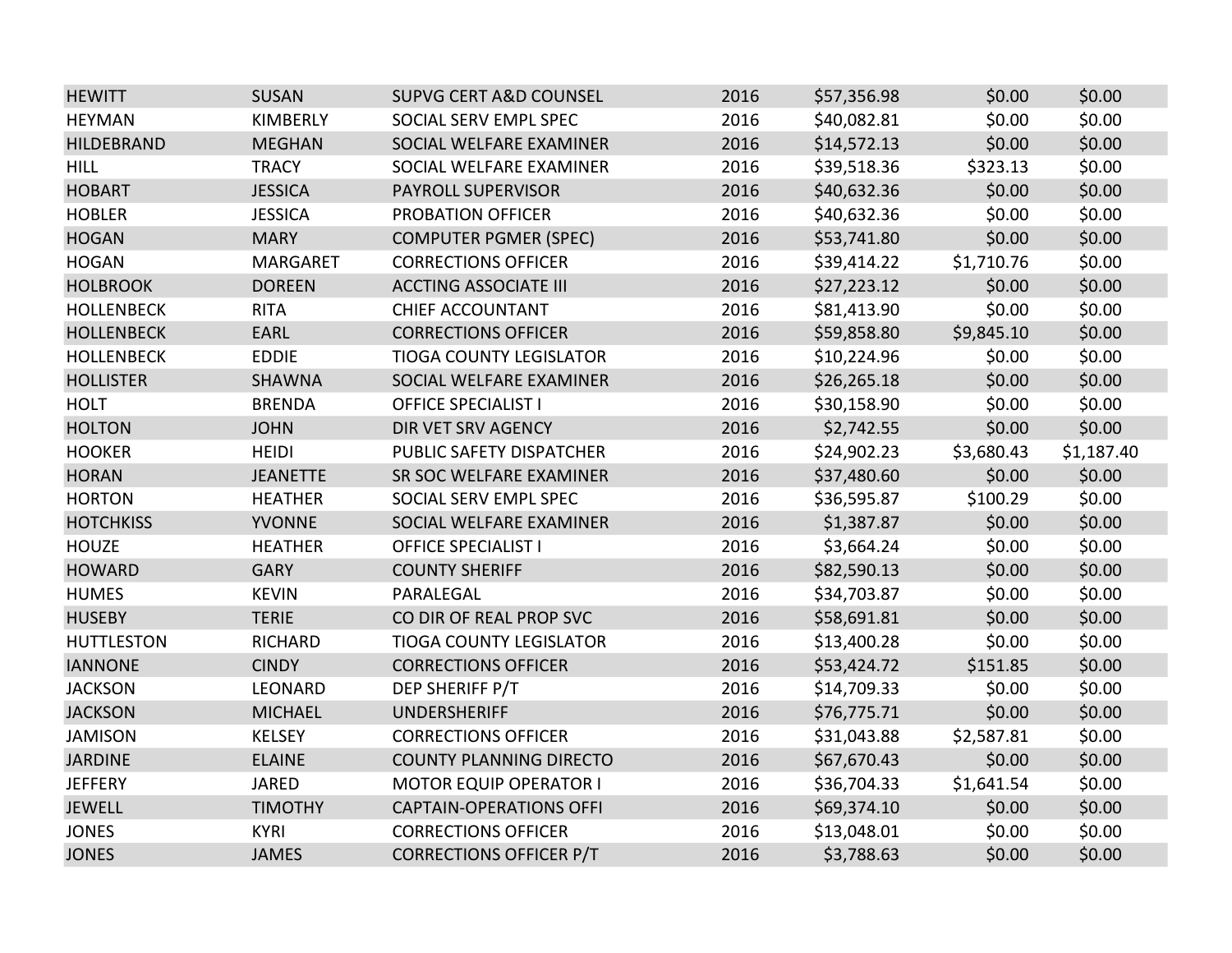| | | | | | | |
|---|---|---|---|---|---|---|
| HEWITT | SUSAN | SUPVG CERT A&D COUNSEL | 2016 | $57,356.98 | $0.00 | $0.00 |
| HEYMAN | KIMBERLY | SOCIAL SERV EMPL SPEC | 2016 | $40,082.81 | $0.00 | $0.00 |
| HILDEBRAND | MEGHAN | SOCIAL WELFARE EXAMINER | 2016 | $14,572.13 | $0.00 | $0.00 |
| HILL | TRACY | SOCIAL WELFARE EXAMINER | 2016 | $39,518.36 | $323.13 | $0.00 |
| HOBART | JESSICA | PAYROLL SUPERVISOR | 2016 | $40,632.36 | $0.00 | $0.00 |
| HOBLER | JESSICA | PROBATION OFFICER | 2016 | $40,632.36 | $0.00 | $0.00 |
| HOGAN | MARY | COMPUTER PGMER (SPEC) | 2016 | $53,741.80 | $0.00 | $0.00 |
| HOGAN | MARGARET | CORRECTIONS OFFICER | 2016 | $39,414.22 | $1,710.76 | $0.00 |
| HOLBROOK | DOREEN | ACCTING ASSOCIATE III | 2016 | $27,223.12 | $0.00 | $0.00 |
| HOLLENBECK | RITA | CHIEF ACCOUNTANT | 2016 | $81,413.90 | $0.00 | $0.00 |
| HOLLENBECK | EARL | CORRECTIONS OFFICER | 2016 | $59,858.80 | $9,845.10 | $0.00 |
| HOLLENBECK | EDDIE | TIOGA COUNTY LEGISLATOR | 2016 | $10,224.96 | $0.00 | $0.00 |
| HOLLISTER | SHAWNA | SOCIAL WELFARE EXAMINER | 2016 | $26,265.18 | $0.00 | $0.00 |
| HOLT | BRENDA | OFFICE SPECIALIST I | 2016 | $30,158.90 | $0.00 | $0.00 |
| HOLTON | JOHN | DIR VET SRV AGENCY | 2016 | $2,742.55 | $0.00 | $0.00 |
| HOOKER | HEIDI | PUBLIC SAFETY DISPATCHER | 2016 | $24,902.23 | $3,680.43 | $1,187.40 |
| HORAN | JEANETTE | SR SOC WELFARE EXAMINER | 2016 | $37,480.60 | $0.00 | $0.00 |
| HORTON | HEATHER | SOCIAL SERV EMPL SPEC | 2016 | $36,595.87 | $100.29 | $0.00 |
| HOTCHKISS | YVONNE | SOCIAL WELFARE EXAMINER | 2016 | $1,387.87 | $0.00 | $0.00 |
| HOUZE | HEATHER | OFFICE SPECIALIST I | 2016 | $3,664.24 | $0.00 | $0.00 |
| HOWARD | GARY | COUNTY SHERIFF | 2016 | $82,590.13 | $0.00 | $0.00 |
| HUMES | KEVIN | PARALEGAL | 2016 | $34,703.87 | $0.00 | $0.00 |
| HUSEBY | TERIE | CO DIR OF REAL PROP SVC | 2016 | $58,691.81 | $0.00 | $0.00 |
| HUTTLESTON | RICHARD | TIOGA COUNTY LEGISLATOR | 2016 | $13,400.28 | $0.00 | $0.00 |
| IANNONE | CINDY | CORRECTIONS OFFICER | 2016 | $53,424.72 | $151.85 | $0.00 |
| JACKSON | LEONARD | DEP SHERIFF P/T | 2016 | $14,709.33 | $0.00 | $0.00 |
| JACKSON | MICHAEL | UNDERSHERIFF | 2016 | $76,775.71 | $0.00 | $0.00 |
| JAMISON | KELSEY | CORRECTIONS OFFICER | 2016 | $31,043.88 | $2,587.81 | $0.00 |
| JARDINE | ELAINE | COUNTY PLANNING DIRECTO | 2016 | $67,670.43 | $0.00 | $0.00 |
| JEFFERY | JARED | MOTOR EQUIP OPERATOR I | 2016 | $36,704.33 | $1,641.54 | $0.00 |
| JEWELL | TIMOTHY | CAPTAIN-OPERATIONS OFFI | 2016 | $69,374.10 | $0.00 | $0.00 |
| JONES | KYRI | CORRECTIONS OFFICER | 2016 | $13,048.01 | $0.00 | $0.00 |
| JONES | JAMES | CORRECTIONS OFFICER P/T | 2016 | $3,788.63 | $0.00 | $0.00 |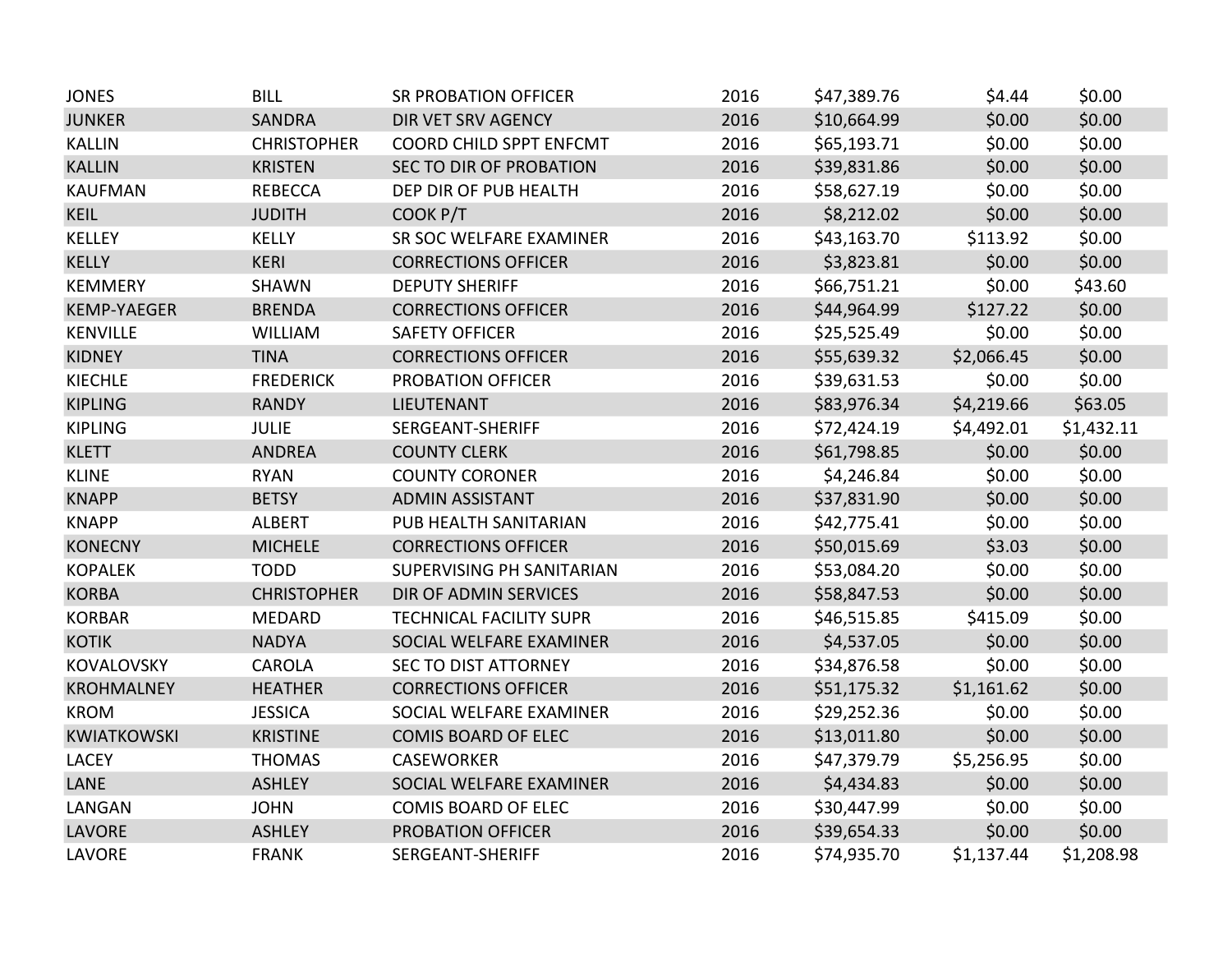| | | | | | | |
|---|---|---|---|---|---|---|
| JONES | BILL | SR PROBATION OFFICER | 2016 | $47,389.76 | $4.44 | $0.00 |
| JUNKER | SANDRA | DIR VET SRV AGENCY | 2016 | $10,664.99 | $0.00 | $0.00 |
| KALLIN | CHRISTOPHER | COORD CHILD SPPT ENFCMT | 2016 | $65,193.71 | $0.00 | $0.00 |
| KALLIN | KRISTEN | SEC TO DIR OF PROBATION | 2016 | $39,831.86 | $0.00 | $0.00 |
| KAUFMAN | REBECCA | DEP DIR OF PUB HEALTH | 2016 | $58,627.19 | $0.00 | $0.00 |
| KEIL | JUDITH | COOK P/T | 2016 | $8,212.02 | $0.00 | $0.00 |
| KELLEY | KELLY | SR SOC WELFARE EXAMINER | 2016 | $43,163.70 | $113.92 | $0.00 |
| KELLY | KERI | CORRECTIONS OFFICER | 2016 | $3,823.81 | $0.00 | $0.00 |
| KEMMERY | SHAWN | DEPUTY SHERIFF | 2016 | $66,751.21 | $0.00 | $43.60 |
| KEMP-YAEGER | BRENDA | CORRECTIONS OFFICER | 2016 | $44,964.99 | $127.22 | $0.00 |
| KENVILLE | WILLIAM | SAFETY OFFICER | 2016 | $25,525.49 | $0.00 | $0.00 |
| KIDNEY | TINA | CORRECTIONS OFFICER | 2016 | $55,639.32 | $2,066.45 | $0.00 |
| KIECHLE | FREDERICK | PROBATION OFFICER | 2016 | $39,631.53 | $0.00 | $0.00 |
| KIPLING | RANDY | LIEUTENANT | 2016 | $83,976.34 | $4,219.66 | $63.05 |
| KIPLING | JULIE | SERGEANT-SHERIFF | 2016 | $72,424.19 | $4,492.01 | $1,432.11 |
| KLETT | ANDREA | COUNTY CLERK | 2016 | $61,798.85 | $0.00 | $0.00 |
| KLINE | RYAN | COUNTY CORONER | 2016 | $4,246.84 | $0.00 | $0.00 |
| KNAPP | BETSY | ADMIN ASSISTANT | 2016 | $37,831.90 | $0.00 | $0.00 |
| KNAPP | ALBERT | PUB HEALTH SANITARIAN | 2016 | $42,775.41 | $0.00 | $0.00 |
| KONECNY | MICHELE | CORRECTIONS OFFICER | 2016 | $50,015.69 | $3.03 | $0.00 |
| KOPALEK | TODD | SUPERVISING PH SANITARIAN | 2016 | $53,084.20 | $0.00 | $0.00 |
| KORBA | CHRISTOPHER | DIR OF ADMIN SERVICES | 2016 | $58,847.53 | $0.00 | $0.00 |
| KORBAR | MEDARD | TECHNICAL FACILITY SUPR | 2016 | $46,515.85 | $415.09 | $0.00 |
| KOTIK | NADYA | SOCIAL WELFARE EXAMINER | 2016 | $4,537.05 | $0.00 | $0.00 |
| KOVALOVSKY | CAROLA | SEC TO DIST ATTORNEY | 2016 | $34,876.58 | $0.00 | $0.00 |
| KROHMALNEY | HEATHER | CORRECTIONS OFFICER | 2016 | $51,175.32 | $1,161.62 | $0.00 |
| KROM | JESSICA | SOCIAL WELFARE EXAMINER | 2016 | $29,252.36 | $0.00 | $0.00 |
| KWIATKOWSKI | KRISTINE | COMIS BOARD OF ELEC | 2016 | $13,011.80 | $0.00 | $0.00 |
| LACEY | THOMAS | CASEWORKER | 2016 | $47,379.79 | $5,256.95 | $0.00 |
| LANE | ASHLEY | SOCIAL WELFARE EXAMINER | 2016 | $4,434.83 | $0.00 | $0.00 |
| LANGAN | JOHN | COMIS BOARD OF ELEC | 2016 | $30,447.99 | $0.00 | $0.00 |
| LAVORE | ASHLEY | PROBATION OFFICER | 2016 | $39,654.33 | $0.00 | $0.00 |
| LAVORE | FRANK | SERGEANT-SHERIFF | 2016 | $74,935.70 | $1,137.44 | $1,208.98 |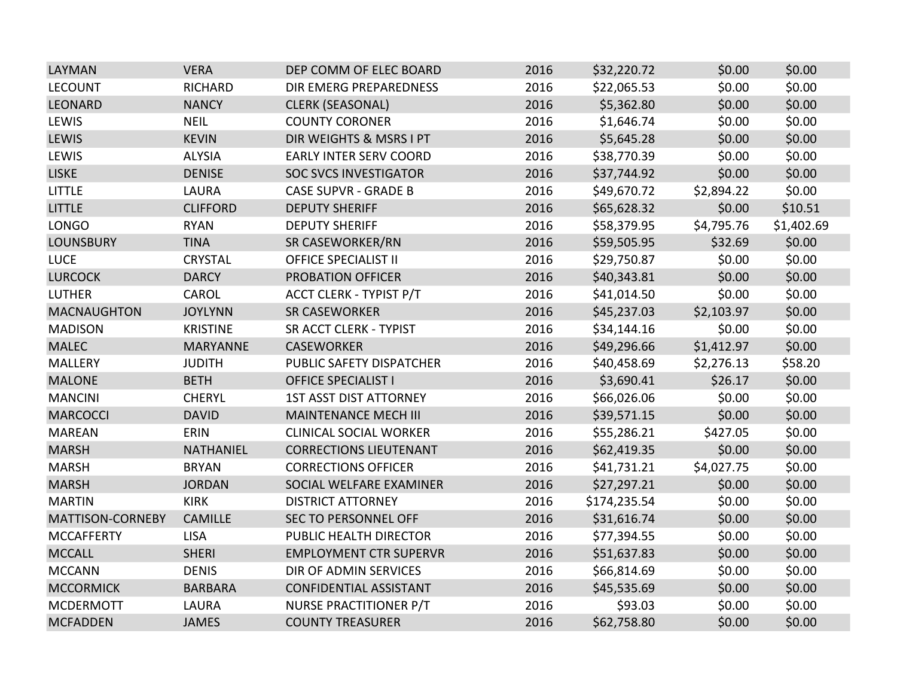| | | | | | | |
|---|---|---|---|---|---|---|
| LAYMAN | VERA | DEP COMM OF ELEC BOARD | 2016 | $32,220.72 | $0.00 | $0.00 |
| LECOUNT | RICHARD | DIR EMERG PREPAREDNESS | 2016 | $22,065.53 | $0.00 | $0.00 |
| LEONARD | NANCY | CLERK (SEASONAL) | 2016 | $5,362.80 | $0.00 | $0.00 |
| LEWIS | NEIL | COUNTY CORONER | 2016 | $1,646.74 | $0.00 | $0.00 |
| LEWIS | KEVIN | DIR WEIGHTS & MSRS I PT | 2016 | $5,645.28 | $0.00 | $0.00 |
| LEWIS | ALYSIA | EARLY INTER SERV COORD | 2016 | $38,770.39 | $0.00 | $0.00 |
| LISKE | DENISE | SOC SVCS INVESTIGATOR | 2016 | $37,744.92 | $0.00 | $0.00 |
| LITTLE | LAURA | CASE SUPVR - GRADE B | 2016 | $49,670.72 | $2,894.22 | $0.00 |
| LITTLE | CLIFFORD | DEPUTY SHERIFF | 2016 | $65,628.32 | $0.00 | $10.51 |
| LONGO | RYAN | DEPUTY SHERIFF | 2016 | $58,379.95 | $4,795.76 | $1,402.69 |
| LOUNSBURY | TINA | SR CASEWORKER/RN | 2016 | $59,505.95 | $32.69 | $0.00 |
| LUCE | CRYSTAL | OFFICE SPECIALIST II | 2016 | $29,750.87 | $0.00 | $0.00 |
| LURCOCK | DARCY | PROBATION OFFICER | 2016 | $40,343.81 | $0.00 | $0.00 |
| LUTHER | CAROL | ACCT CLERK - TYPIST P/T | 2016 | $41,014.50 | $0.00 | $0.00 |
| MACNAUGHTON | JOYLYNN | SR CASEWORKER | 2016 | $45,237.03 | $2,103.97 | $0.00 |
| MADISON | KRISTINE | SR ACCT CLERK - TYPIST | 2016 | $34,144.16 | $0.00 | $0.00 |
| MALEC | MARYANNE | CASEWORKER | 2016 | $49,296.66 | $1,412.97 | $0.00 |
| MALLERY | JUDITH | PUBLIC SAFETY DISPATCHER | 2016 | $40,458.69 | $2,276.13 | $58.20 |
| MALONE | BETH | OFFICE SPECIALIST I | 2016 | $3,690.41 | $26.17 | $0.00 |
| MANCINI | CHERYL | 1ST ASST DIST ATTORNEY | 2016 | $66,026.06 | $0.00 | $0.00 |
| MARCOCCI | DAVID | MAINTENANCE MECH III | 2016 | $39,571.15 | $0.00 | $0.00 |
| MAREAN | ERIN | CLINICAL SOCIAL WORKER | 2016 | $55,286.21 | $427.05 | $0.00 |
| MARSH | NATHANIEL | CORRECTIONS LIEUTENANT | 2016 | $62,419.35 | $0.00 | $0.00 |
| MARSH | BRYAN | CORRECTIONS OFFICER | 2016 | $41,731.21 | $4,027.75 | $0.00 |
| MARSH | JORDAN | SOCIAL WELFARE EXAMINER | 2016 | $27,297.21 | $0.00 | $0.00 |
| MARTIN | KIRK | DISTRICT ATTORNEY | 2016 | $174,235.54 | $0.00 | $0.00 |
| MATTISON-CORNEBY | CAMILLE | SEC TO PERSONNEL OFF | 2016 | $31,616.74 | $0.00 | $0.00 |
| MCCAFFERTY | LISA | PUBLIC HEALTH DIRECTOR | 2016 | $77,394.55 | $0.00 | $0.00 |
| MCCALL | SHERI | EMPLOYMENT CTR SUPERVR | 2016 | $51,637.83 | $0.00 | $0.00 |
| MCCANN | DENIS | DIR OF ADMIN SERVICES | 2016 | $66,814.69 | $0.00 | $0.00 |
| MCCORMICK | BARBARA | CONFIDENTIAL ASSISTANT | 2016 | $45,535.69 | $0.00 | $0.00 |
| MCDERMOTT | LAURA | NURSE PRACTITIONER P/T | 2016 | $93.03 | $0.00 | $0.00 |
| MCFADDEN | JAMES | COUNTY TREASURER | 2016 | $62,758.80 | $0.00 | $0.00 |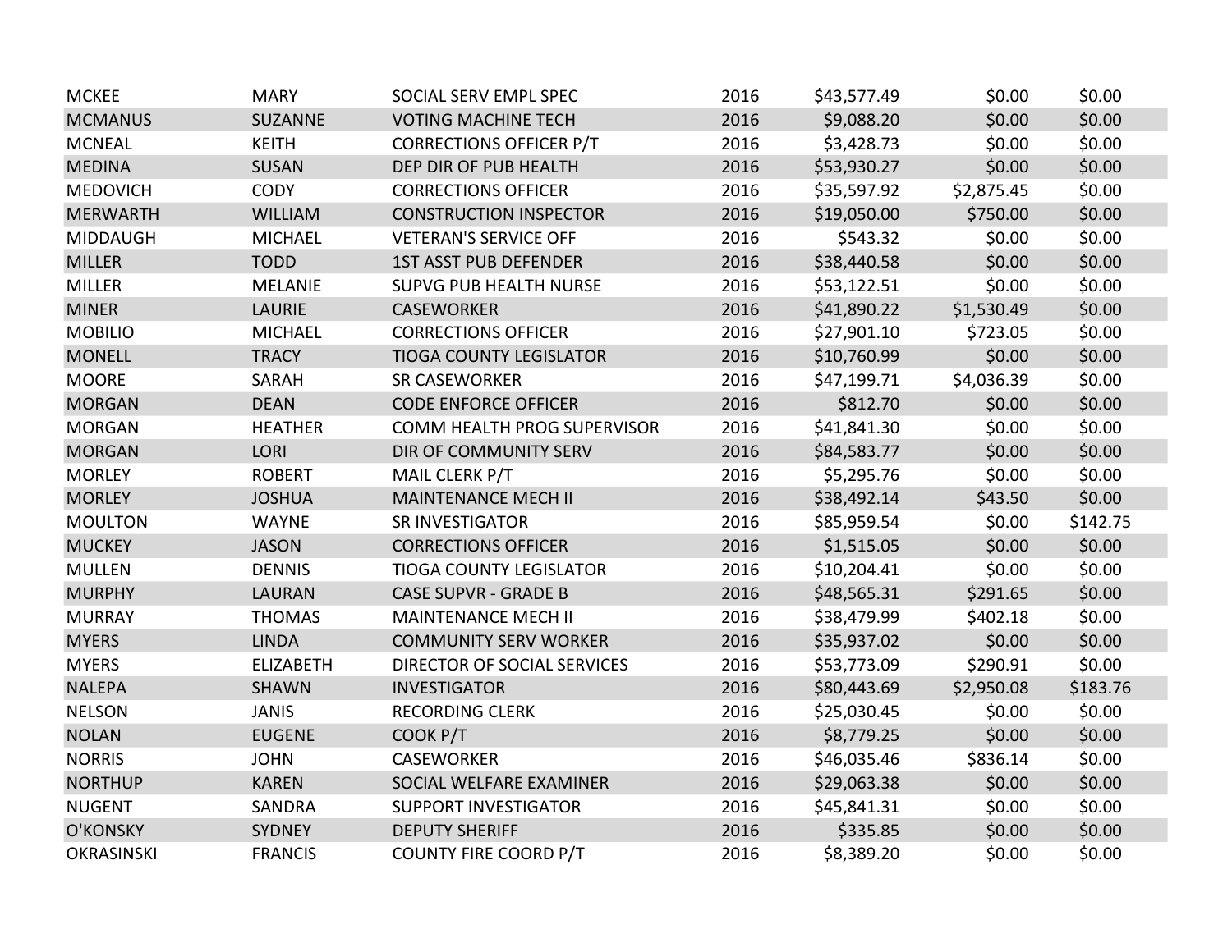| | | | | | | |
|---|---|---|---|---|---|---|
| MCKEE | MARY | SOCIAL SERV EMPL SPEC | 2016 | $43,577.49 | $0.00 | $0.00 |
| MCMANUS | SUZANNE | VOTING MACHINE TECH | 2016 | $9,088.20 | $0.00 | $0.00 |
| MCNEAL | KEITH | CORRECTIONS OFFICER P/T | 2016 | $3,428.73 | $0.00 | $0.00 |
| MEDINA | SUSAN | DEP DIR OF PUB HEALTH | 2016 | $53,930.27 | $0.00 | $0.00 |
| MEDOVICH | CODY | CORRECTIONS OFFICER | 2016 | $35,597.92 | $2,875.45 | $0.00 |
| MERWARTH | WILLIAM | CONSTRUCTION INSPECTOR | 2016 | $19,050.00 | $750.00 | $0.00 |
| MIDDAUGH | MICHAEL | VETERAN'S SERVICE OFF | 2016 | $543.32 | $0.00 | $0.00 |
| MILLER | TODD | 1ST ASST PUB DEFENDER | 2016 | $38,440.58 | $0.00 | $0.00 |
| MILLER | MELANIE | SUPVG PUB HEALTH NURSE | 2016 | $53,122.51 | $0.00 | $0.00 |
| MINER | LAURIE | CASEWORKER | 2016 | $41,890.22 | $1,530.49 | $0.00 |
| MOBILIO | MICHAEL | CORRECTIONS OFFICER | 2016 | $27,901.10 | $723.05 | $0.00 |
| MONELL | TRACY | TIOGA COUNTY LEGISLATOR | 2016 | $10,760.99 | $0.00 | $0.00 |
| MOORE | SARAH | SR CASEWORKER | 2016 | $47,199.71 | $4,036.39 | $0.00 |
| MORGAN | DEAN | CODE ENFORCE OFFICER | 2016 | $812.70 | $0.00 | $0.00 |
| MORGAN | HEATHER | COMM HEALTH PROG SUPERVISOR | 2016 | $41,841.30 | $0.00 | $0.00 |
| MORGAN | LORI | DIR OF COMMUNITY SERV | 2016 | $84,583.77 | $0.00 | $0.00 |
| MORLEY | ROBERT | MAIL CLERK P/T | 2016 | $5,295.76 | $0.00 | $0.00 |
| MORLEY | JOSHUA | MAINTENANCE MECH II | 2016 | $38,492.14 | $43.50 | $0.00 |
| MOULTON | WAYNE | SR INVESTIGATOR | 2016 | $85,959.54 | $0.00 | $142.75 |
| MUCKEY | JASON | CORRECTIONS OFFICER | 2016 | $1,515.05 | $0.00 | $0.00 |
| MULLEN | DENNIS | TIOGA COUNTY LEGISLATOR | 2016 | $10,204.41 | $0.00 | $0.00 |
| MURPHY | LAURAN | CASE SUPVR - GRADE B | 2016 | $48,565.31 | $291.65 | $0.00 |
| MURRAY | THOMAS | MAINTENANCE MECH II | 2016 | $38,479.99 | $402.18 | $0.00 |
| MYERS | LINDA | COMMUNITY SERV WORKER | 2016 | $35,937.02 | $0.00 | $0.00 |
| MYERS | ELIZABETH | DIRECTOR OF SOCIAL SERVICES | 2016 | $53,773.09 | $290.91 | $0.00 |
| NALEPA | SHAWN | INVESTIGATOR | 2016 | $80,443.69 | $2,950.08 | $183.76 |
| NELSON | JANIS | RECORDING CLERK | 2016 | $25,030.45 | $0.00 | $0.00 |
| NOLAN | EUGENE | COOK P/T | 2016 | $8,779.25 | $0.00 | $0.00 |
| NORRIS | JOHN | CASEWORKER | 2016 | $46,035.46 | $836.14 | $0.00 |
| NORTHUP | KAREN | SOCIAL WELFARE EXAMINER | 2016 | $29,063.38 | $0.00 | $0.00 |
| NUGENT | SANDRA | SUPPORT INVESTIGATOR | 2016 | $45,841.31 | $0.00 | $0.00 |
| O'KONSKY | SYDNEY | DEPUTY SHERIFF | 2016 | $335.85 | $0.00 | $0.00 |
| OKRASINSKI | FRANCIS | COUNTY FIRE COORD P/T | 2016 | $8,389.20 | $0.00 | $0.00 |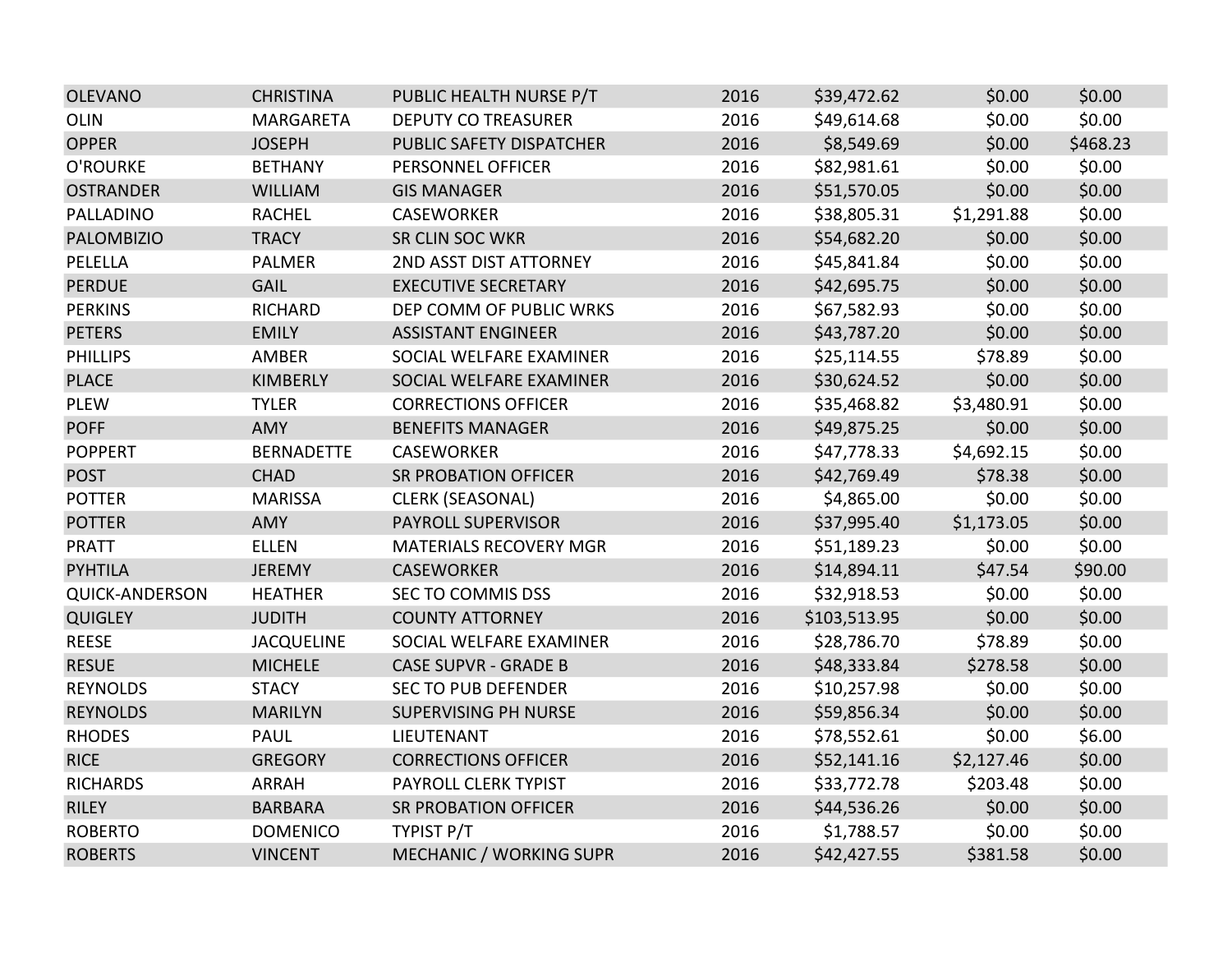| | | | | | | |
|---|---|---|---|---|---|---|
| OLEVANO | CHRISTINA | PUBLIC HEALTH NURSE P/T | 2016 | $39,472.62 | $0.00 | $0.00 |
| OLIN | MARGARETA | DEPUTY CO TREASURER | 2016 | $49,614.68 | $0.00 | $0.00 |
| OPPER | JOSEPH | PUBLIC SAFETY DISPATCHER | 2016 | $8,549.69 | $0.00 | $468.23 |
| O'ROURKE | BETHANY | PERSONNEL OFFICER | 2016 | $82,981.61 | $0.00 | $0.00 |
| OSTRANDER | WILLIAM | GIS MANAGER | 2016 | $51,570.05 | $0.00 | $0.00 |
| PALLADINO | RACHEL | CASEWORKER | 2016 | $38,805.31 | $1,291.88 | $0.00 |
| PALOMBIZIO | TRACY | SR CLIN SOC WKR | 2016 | $54,682.20 | $0.00 | $0.00 |
| PELELLA | PALMER | 2ND ASST DIST ATTORNEY | 2016 | $45,841.84 | $0.00 | $0.00 |
| PERDUE | GAIL | EXECUTIVE SECRETARY | 2016 | $42,695.75 | $0.00 | $0.00 |
| PERKINS | RICHARD | DEP COMM OF PUBLIC WRKS | 2016 | $67,582.93 | $0.00 | $0.00 |
| PETERS | EMILY | ASSISTANT ENGINEER | 2016 | $43,787.20 | $0.00 | $0.00 |
| PHILLIPS | AMBER | SOCIAL WELFARE EXAMINER | 2016 | $25,114.55 | $78.89 | $0.00 |
| PLACE | KIMBERLY | SOCIAL WELFARE EXAMINER | 2016 | $30,624.52 | $0.00 | $0.00 |
| PLEW | TYLER | CORRECTIONS OFFICER | 2016 | $35,468.82 | $3,480.91 | $0.00 |
| POFF | AMY | BENEFITS MANAGER | 2016 | $49,875.25 | $0.00 | $0.00 |
| POPPERT | BERNADETTE | CASEWORKER | 2016 | $47,778.33 | $4,692.15 | $0.00 |
| POST | CHAD | SR PROBATION OFFICER | 2016 | $42,769.49 | $78.38 | $0.00 |
| POTTER | MARISSA | CLERK (SEASONAL) | 2016 | $4,865.00 | $0.00 | $0.00 |
| POTTER | AMY | PAYROLL SUPERVISOR | 2016 | $37,995.40 | $1,173.05 | $0.00 |
| PRATT | ELLEN | MATERIALS RECOVERY MGR | 2016 | $51,189.23 | $0.00 | $0.00 |
| PYHTILA | JEREMY | CASEWORKER | 2016 | $14,894.11 | $47.54 | $90.00 |
| QUICK-ANDERSON | HEATHER | SEC TO COMMIS DSS | 2016 | $32,918.53 | $0.00 | $0.00 |
| QUIGLEY | JUDITH | COUNTY ATTORNEY | 2016 | $103,513.95 | $0.00 | $0.00 |
| REESE | JACQUELINE | SOCIAL WELFARE EXAMINER | 2016 | $28,786.70 | $78.89 | $0.00 |
| RESUE | MICHELE | CASE SUPVR - GRADE B | 2016 | $48,333.84 | $278.58 | $0.00 |
| REYNOLDS | STACY | SEC TO PUB DEFENDER | 2016 | $10,257.98 | $0.00 | $0.00 |
| REYNOLDS | MARILYN | SUPERVISING PH NURSE | 2016 | $59,856.34 | $0.00 | $0.00 |
| RHODES | PAUL | LIEUTENANT | 2016 | $78,552.61 | $0.00 | $6.00 |
| RICE | GREGORY | CORRECTIONS OFFICER | 2016 | $52,141.16 | $2,127.46 | $0.00 |
| RICHARDS | ARRAH | PAYROLL CLERK TYPIST | 2016 | $33,772.78 | $203.48 | $0.00 |
| RILEY | BARBARA | SR PROBATION OFFICER | 2016 | $44,536.26 | $0.00 | $0.00 |
| ROBERTO | DOMENICO | TYPIST P/T | 2016 | $1,788.57 | $0.00 | $0.00 |
| ROBERTS | VINCENT | MECHANIC / WORKING SUPR | 2016 | $42,427.55 | $381.58 | $0.00 |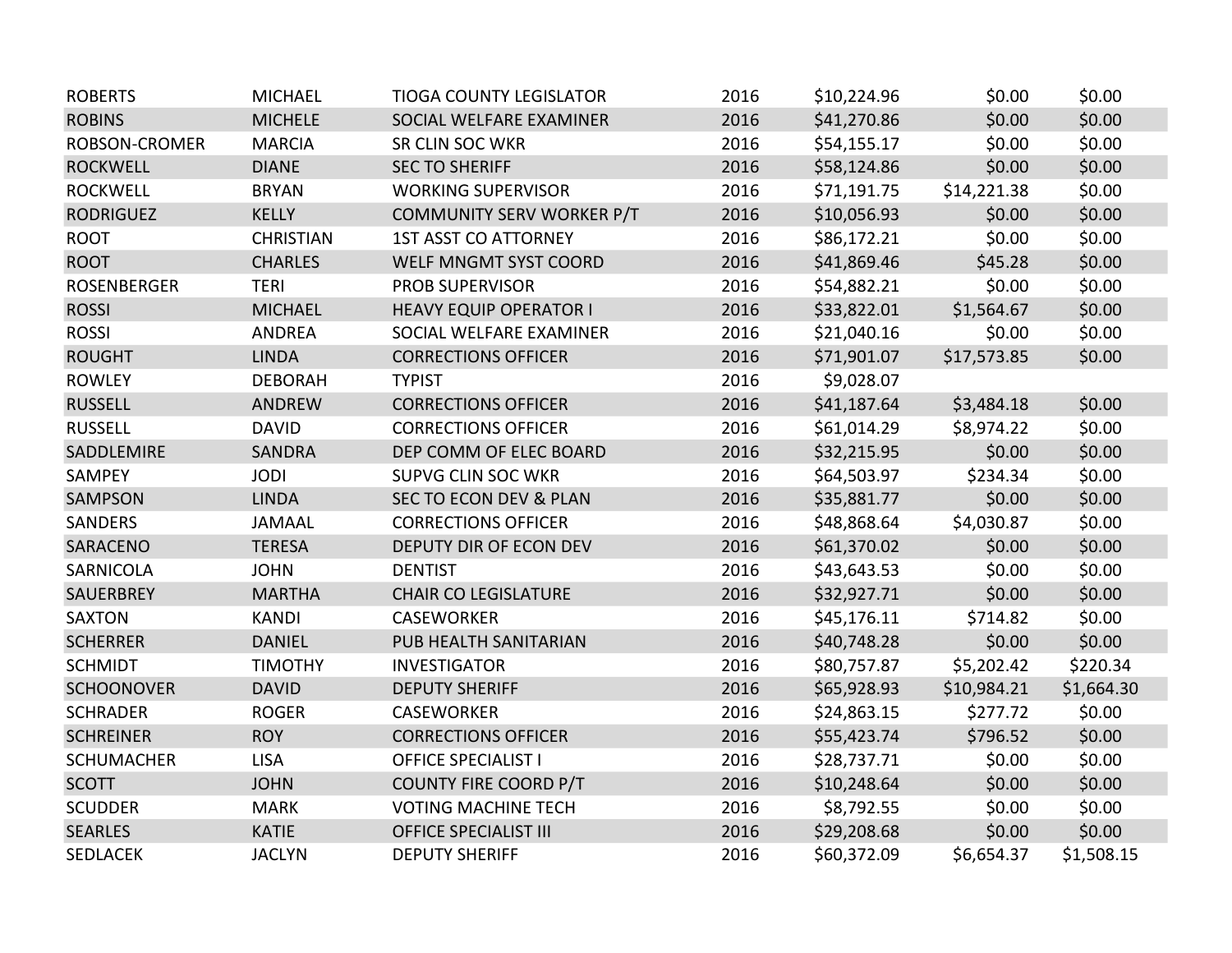| | | | | | | |
|---|---|---|---|---|---|---|
| ROBERTS | MICHAEL | TIOGA COUNTY LEGISLATOR | 2016 | $10,224.96 | $0.00 | $0.00 |
| ROBINS | MICHELE | SOCIAL WELFARE EXAMINER | 2016 | $41,270.86 | $0.00 | $0.00 |
| ROBSON-CROMER | MARCIA | SR CLIN SOC WKR | 2016 | $54,155.17 | $0.00 | $0.00 |
| ROCKWELL | DIANE | SEC TO SHERIFF | 2016 | $58,124.86 | $0.00 | $0.00 |
| ROCKWELL | BRYAN | WORKING SUPERVISOR | 2016 | $71,191.75 | $14,221.38 | $0.00 |
| RODRIGUEZ | KELLY | COMMUNITY SERV WORKER P/T | 2016 | $10,056.93 | $0.00 | $0.00 |
| ROOT | CHRISTIAN | 1ST ASST CO ATTORNEY | 2016 | $86,172.21 | $0.00 | $0.00 |
| ROOT | CHARLES | WELF MNGMT SYST COORD | 2016 | $41,869.46 | $45.28 | $0.00 |
| ROSENBERGER | TERI | PROB SUPERVISOR | 2016 | $54,882.21 | $0.00 | $0.00 |
| ROSSI | MICHAEL | HEAVY EQUIP OPERATOR I | 2016 | $33,822.01 | $1,564.67 | $0.00 |
| ROSSI | ANDREA | SOCIAL WELFARE EXAMINER | 2016 | $21,040.16 | $0.00 | $0.00 |
| ROUGHT | LINDA | CORRECTIONS OFFICER | 2016 | $71,901.07 | $17,573.85 | $0.00 |
| ROWLEY | DEBORAH | TYPIST | 2016 | $9,028.07 | | |
| RUSSELL | ANDREW | CORRECTIONS OFFICER | 2016 | $41,187.64 | $3,484.18 | $0.00 |
| RUSSELL | DAVID | CORRECTIONS OFFICER | 2016 | $61,014.29 | $8,974.22 | $0.00 |
| SADDLEMIRE | SANDRA | DEP COMM OF ELEC BOARD | 2016 | $32,215.95 | $0.00 | $0.00 |
| SAMPEY | JODI | SUPVG CLIN SOC WKR | 2016 | $64,503.97 | $234.34 | $0.00 |
| SAMPSON | LINDA | SEC TO ECON DEV & PLAN | 2016 | $35,881.77 | $0.00 | $0.00 |
| SANDERS | JAMAAL | CORRECTIONS OFFICER | 2016 | $48,868.64 | $4,030.87 | $0.00 |
| SARACENO | TERESA | DEPUTY DIR OF ECON DEV | 2016 | $61,370.02 | $0.00 | $0.00 |
| SARNICOLA | JOHN | DENTIST | 2016 | $43,643.53 | $0.00 | $0.00 |
| SAUERBREY | MARTHA | CHAIR CO LEGISLATURE | 2016 | $32,927.71 | $0.00 | $0.00 |
| SAXTON | KANDI | CASEWORKER | 2016 | $45,176.11 | $714.82 | $0.00 |
| SCHERRER | DANIEL | PUB HEALTH SANITARIAN | 2016 | $40,748.28 | $0.00 | $0.00 |
| SCHMIDT | TIMOTHY | INVESTIGATOR | 2016 | $80,757.87 | $5,202.42 | $220.34 |
| SCHOONOVER | DAVID | DEPUTY SHERIFF | 2016 | $65,928.93 | $10,984.21 | $1,664.30 |
| SCHRADER | ROGER | CASEWORKER | 2016 | $24,863.15 | $277.72 | $0.00 |
| SCHREINER | ROY | CORRECTIONS OFFICER | 2016 | $55,423.74 | $796.52 | $0.00 |
| SCHUMACHER | LISA | OFFICE SPECIALIST I | 2016 | $28,737.71 | $0.00 | $0.00 |
| SCOTT | JOHN | COUNTY FIRE COORD P/T | 2016 | $10,248.64 | $0.00 | $0.00 |
| SCUDDER | MARK | VOTING MACHINE TECH | 2016 | $8,792.55 | $0.00 | $0.00 |
| SEARLES | KATIE | OFFICE SPECIALIST III | 2016 | $29,208.68 | $0.00 | $0.00 |
| SEDLACEK | JACLYN | DEPUTY SHERIFF | 2016 | $60,372.09 | $6,654.37 | $1,508.15 |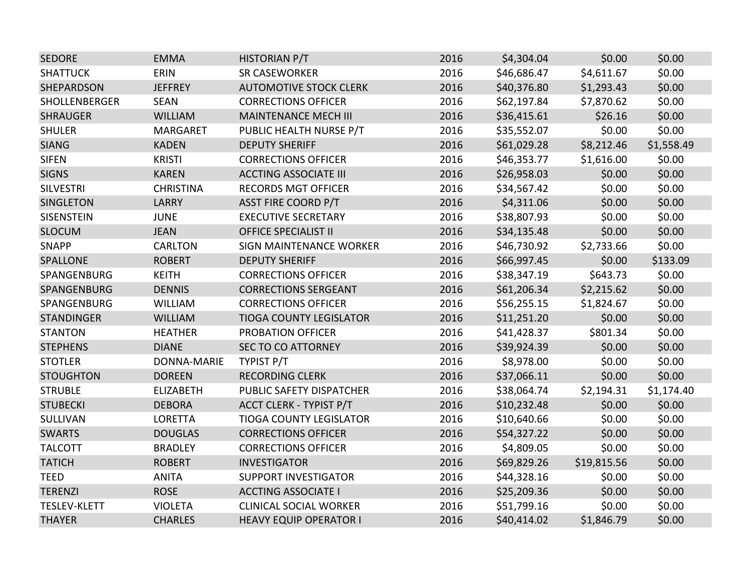| | | | | | | |
|---|---|---|---|---|---|---|
| SEDORE | EMMA | HISTORIAN P/T | 2016 | $4,304.04 | $0.00 | $0.00 |
| SHATTUCK | ERIN | SR CASEWORKER | 2016 | $46,686.47 | $4,611.67 | $0.00 |
| SHEPARDSON | JEFFREY | AUTOMOTIVE STOCK CLERK | 2016 | $40,376.80 | $1,293.43 | $0.00 |
| SHOLLENBERGER | SEAN | CORRECTIONS OFFICER | 2016 | $62,197.84 | $7,870.62 | $0.00 |
| SHRAUGER | WILLIAM | MAINTENANCE MECH III | 2016 | $36,415.61 | $26.16 | $0.00 |
| SHULER | MARGARET | PUBLIC HEALTH NURSE P/T | 2016 | $35,552.07 | $0.00 | $0.00 |
| SIANG | KADEN | DEPUTY SHERIFF | 2016 | $61,029.28 | $8,212.46 | $1,558.49 |
| SIFEN | KRISTI | CORRECTIONS OFFICER | 2016 | $46,353.77 | $1,616.00 | $0.00 |
| SIGNS | KAREN | ACCTING ASSOCIATE III | 2016 | $26,958.03 | $0.00 | $0.00 |
| SILVESTRI | CHRISTINA | RECORDS MGT OFFICER | 2016 | $34,567.42 | $0.00 | $0.00 |
| SINGLETON | LARRY | ASST FIRE COORD P/T | 2016 | $4,311.06 | $0.00 | $0.00 |
| SISENSTEIN | JUNE | EXECUTIVE SECRETARY | 2016 | $38,807.93 | $0.00 | $0.00 |
| SLOCUM | JEAN | OFFICE SPECIALIST II | 2016 | $34,135.48 | $0.00 | $0.00 |
| SNAPP | CARLTON | SIGN MAINTENANCE WORKER | 2016 | $46,730.92 | $2,733.66 | $0.00 |
| SPALLONE | ROBERT | DEPUTY SHERIFF | 2016 | $66,997.45 | $0.00 | $133.09 |
| SPANGENBURG | KEITH | CORRECTIONS OFFICER | 2016 | $38,347.19 | $643.73 | $0.00 |
| SPANGENBURG | DENNIS | CORRECTIONS SERGEANT | 2016 | $61,206.34 | $2,215.62 | $0.00 |
| SPANGENBURG | WILLIAM | CORRECTIONS OFFICER | 2016 | $56,255.15 | $1,824.67 | $0.00 |
| STANDINGER | WILLIAM | TIOGA COUNTY LEGISLATOR | 2016 | $11,251.20 | $0.00 | $0.00 |
| STANTON | HEATHER | PROBATION OFFICER | 2016 | $41,428.37 | $801.34 | $0.00 |
| STEPHENS | DIANE | SEC TO CO ATTORNEY | 2016 | $39,924.39 | $0.00 | $0.00 |
| STOTLER | DONNA-MARIE | TYPIST P/T | 2016 | $8,978.00 | $0.00 | $0.00 |
| STOUGHTON | DOREEN | RECORDING CLERK | 2016 | $37,066.11 | $0.00 | $0.00 |
| STRUBLE | ELIZABETH | PUBLIC SAFETY DISPATCHER | 2016 | $38,064.74 | $2,194.31 | $1,174.40 |
| STUBECKI | DEBORA | ACCT CLERK - TYPIST P/T | 2016 | $10,232.48 | $0.00 | $0.00 |
| SULLIVAN | LORETTA | TIOGA COUNTY LEGISLATOR | 2016 | $10,640.66 | $0.00 | $0.00 |
| SWARTS | DOUGLAS | CORRECTIONS OFFICER | 2016 | $54,327.22 | $0.00 | $0.00 |
| TALCOTT | BRADLEY | CORRECTIONS OFFICER | 2016 | $4,809.05 | $0.00 | $0.00 |
| TATICH | ROBERT | INVESTIGATOR | 2016 | $69,829.26 | $19,815.56 | $0.00 |
| TEED | ANITA | SUPPORT INVESTIGATOR | 2016 | $44,328.16 | $0.00 | $0.00 |
| TERENZI | ROSE | ACCTING ASSOCIATE I | 2016 | $25,209.36 | $0.00 | $0.00 |
| TESLEV-KLETT | VIOLETA | CLINICAL SOCIAL WORKER | 2016 | $51,799.16 | $0.00 | $0.00 |
| THAYER | CHARLES | HEAVY EQUIP OPERATOR I | 2016 | $40,414.02 | $1,846.79 | $0.00 |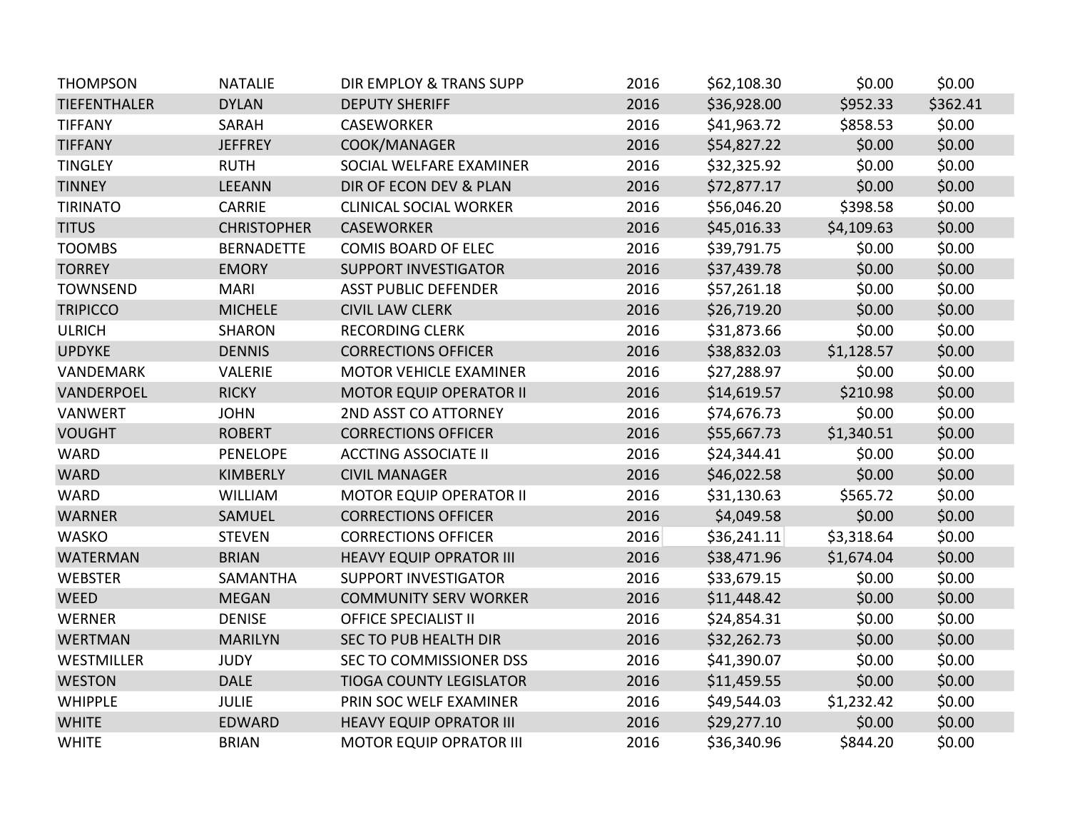| | | | | | | |
|---|---|---|---|---|---|---|
| THOMPSON | NATALIE | DIR EMPLOY & TRANS SUPP | 2016 | $62,108.30 | $0.00 | $0.00 |
| TIEFENTHALER | DYLAN | DEPUTY SHERIFF | 2016 | $36,928.00 | $952.33 | $362.41 |
| TIFFANY | SARAH | CASEWORKER | 2016 | $41,963.72 | $858.53 | $0.00 |
| TIFFANY | JEFFREY | COOK/MANAGER | 2016 | $54,827.22 | $0.00 | $0.00 |
| TINGLEY | RUTH | SOCIAL WELFARE EXAMINER | 2016 | $32,325.92 | $0.00 | $0.00 |
| TINNEY | LEEANN | DIR OF ECON DEV & PLAN | 2016 | $72,877.17 | $0.00 | $0.00 |
| TIRINATO | CARRIE | CLINICAL SOCIAL WORKER | 2016 | $56,046.20 | $398.58 | $0.00 |
| TITUS | CHRISTOPHER | CASEWORKER | 2016 | $45,016.33 | $4,109.63 | $0.00 |
| TOOMBS | BERNADETTE | COMIS BOARD OF ELEC | 2016 | $39,791.75 | $0.00 | $0.00 |
| TORREY | EMORY | SUPPORT INVESTIGATOR | 2016 | $37,439.78 | $0.00 | $0.00 |
| TOWNSEND | MARI | ASST PUBLIC DEFENDER | 2016 | $57,261.18 | $0.00 | $0.00 |
| TRIPICCO | MICHELE | CIVIL LAW CLERK | 2016 | $26,719.20 | $0.00 | $0.00 |
| ULRICH | SHARON | RECORDING CLERK | 2016 | $31,873.66 | $0.00 | $0.00 |
| UPDYKE | DENNIS | CORRECTIONS OFFICER | 2016 | $38,832.03 | $1,128.57 | $0.00 |
| VANDEMARK | VALERIE | MOTOR VEHICLE EXAMINER | 2016 | $27,288.97 | $0.00 | $0.00 |
| VANDERPOEL | RICKY | MOTOR EQUIP OPERATOR II | 2016 | $14,619.57 | $210.98 | $0.00 |
| VANWERT | JOHN | 2ND ASST CO ATTORNEY | 2016 | $74,676.73 | $0.00 | $0.00 |
| VOUGHT | ROBERT | CORRECTIONS OFFICER | 2016 | $55,667.73 | $1,340.51 | $0.00 |
| WARD | PENELOPE | ACCTING ASSOCIATE II | 2016 | $24,344.41 | $0.00 | $0.00 |
| WARD | KIMBERLY | CIVIL MANAGER | 2016 | $46,022.58 | $0.00 | $0.00 |
| WARD | WILLIAM | MOTOR EQUIP OPERATOR II | 2016 | $31,130.63 | $565.72 | $0.00 |
| WARNER | SAMUEL | CORRECTIONS OFFICER | 2016 | $4,049.58 | $0.00 | $0.00 |
| WASKO | STEVEN | CORRECTIONS OFFICER | 2016 | $36,241.11 | $3,318.64 | $0.00 |
| WATERMAN | BRIAN | HEAVY EQUIP OPRATOR III | 2016 | $38,471.96 | $1,674.04 | $0.00 |
| WEBSTER | SAMANTHA | SUPPORT INVESTIGATOR | 2016 | $33,679.15 | $0.00 | $0.00 |
| WEED | MEGAN | COMMUNITY SERV WORKER | 2016 | $11,448.42 | $0.00 | $0.00 |
| WERNER | DENISE | OFFICE SPECIALIST II | 2016 | $24,854.31 | $0.00 | $0.00 |
| WERTMAN | MARILYN | SEC TO PUB HEALTH DIR | 2016 | $32,262.73 | $0.00 | $0.00 |
| WESTMILLER | JUDY | SEC TO COMMISSIONER DSS | 2016 | $41,390.07 | $0.00 | $0.00 |
| WESTON | DALE | TIOGA COUNTY LEGISLATOR | 2016 | $11,459.55 | $0.00 | $0.00 |
| WHIPPLE | JULIE | PRIN SOC WELF EXAMINER | 2016 | $49,544.03 | $1,232.42 | $0.00 |
| WHITE | EDWARD | HEAVY EQUIP OPRATOR III | 2016 | $29,277.10 | $0.00 | $0.00 |
| WHITE | BRIAN | MOTOR EQUIP OPRATOR III | 2016 | $36,340.96 | $844.20 | $0.00 |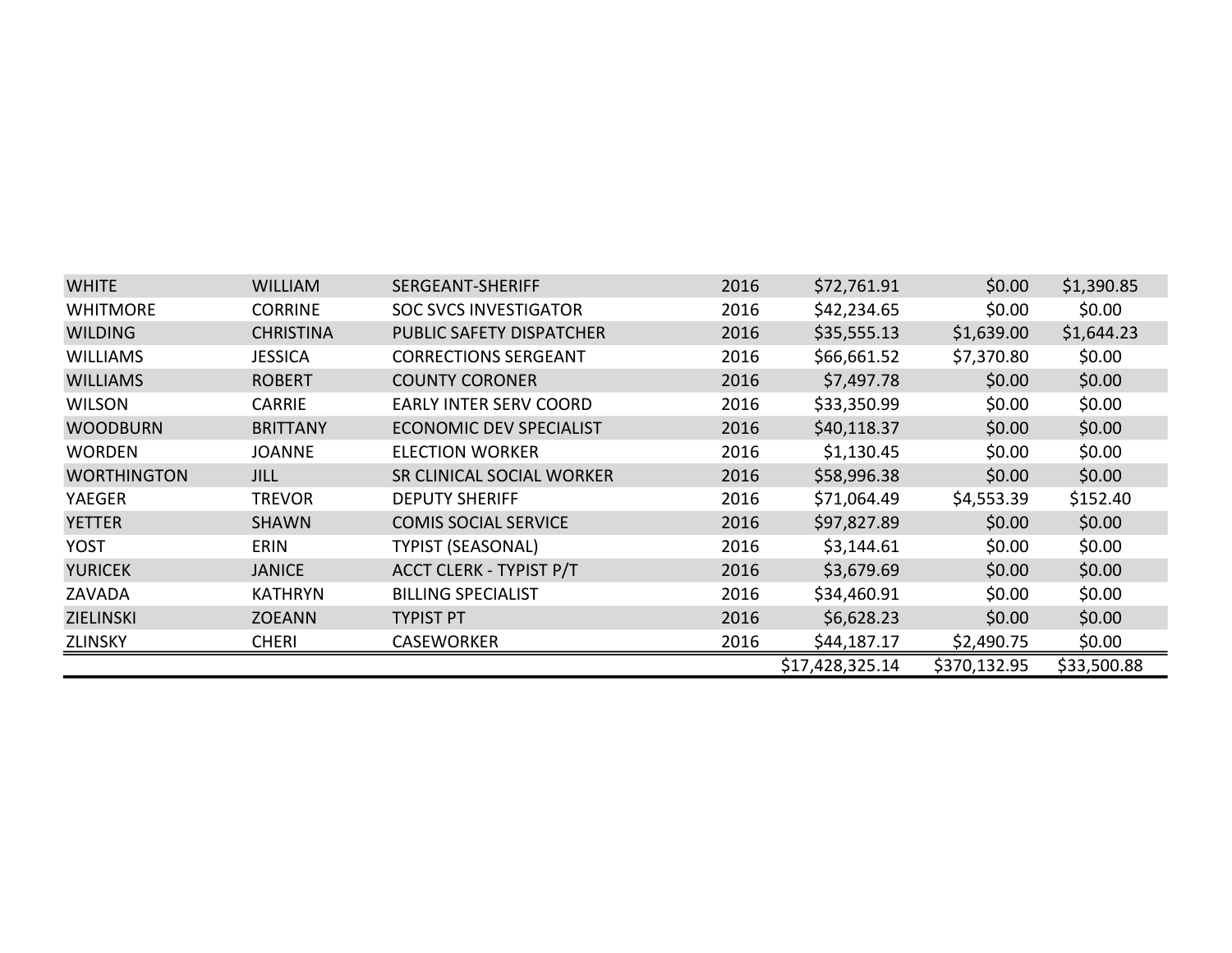| | | | | | | |
|---|---|---|---|---|---|---|
| WHITE | WILLIAM | SERGEANT-SHERIFF | 2016 | $72,761.91 | $0.00 | $1,390.85 |
| WHITMORE | CORRINE | SOC SVCS INVESTIGATOR | 2016 | $42,234.65 | $0.00 | $0.00 |
| WILDING | CHRISTINA | PUBLIC SAFETY DISPATCHER | 2016 | $35,555.13 | $1,639.00 | $1,644.23 |
| WILLIAMS | JESSICA | CORRECTIONS SERGEANT | 2016 | $66,661.52 | $7,370.80 | $0.00 |
| WILLIAMS | ROBERT | COUNTY CORONER | 2016 | $7,497.78 | $0.00 | $0.00 |
| WILSON | CARRIE | EARLY INTER SERV COORD | 2016 | $33,350.99 | $0.00 | $0.00 |
| WOODBURN | BRITTANY | ECONOMIC DEV SPECIALIST | 2016 | $40,118.37 | $0.00 | $0.00 |
| WORDEN | JOANNE | ELECTION WORKER | 2016 | $1,130.45 | $0.00 | $0.00 |
| WORTHINGTON | JILL | SR CLINICAL SOCIAL WORKER | 2016 | $58,996.38 | $0.00 | $0.00 |
| YAEGER | TREVOR | DEPUTY SHERIFF | 2016 | $71,064.49 | $4,553.39 | $152.40 |
| YETTER | SHAWN | COMIS SOCIAL SERVICE | 2016 | $97,827.89 | $0.00 | $0.00 |
| YOST | ERIN | TYPIST (SEASONAL) | 2016 | $3,144.61 | $0.00 | $0.00 |
| YURICEK | JANICE | ACCT CLERK - TYPIST P/T | 2016 | $3,679.69 | $0.00 | $0.00 |
| ZAVADA | KATHRYN | BILLING SPECIALIST | 2016 | $34,460.91 | $0.00 | $0.00 |
| ZIELINSKI | ZOEANN | TYPIST PT | 2016 | $6,628.23 | $0.00 | $0.00 |
| ZLINSKY | CHERI | CASEWORKER | 2016 | $44,187.17 | $2,490.75 | $0.00 |
| | | | | $17,428,325.14 | $370,132.95 | $33,500.88 |